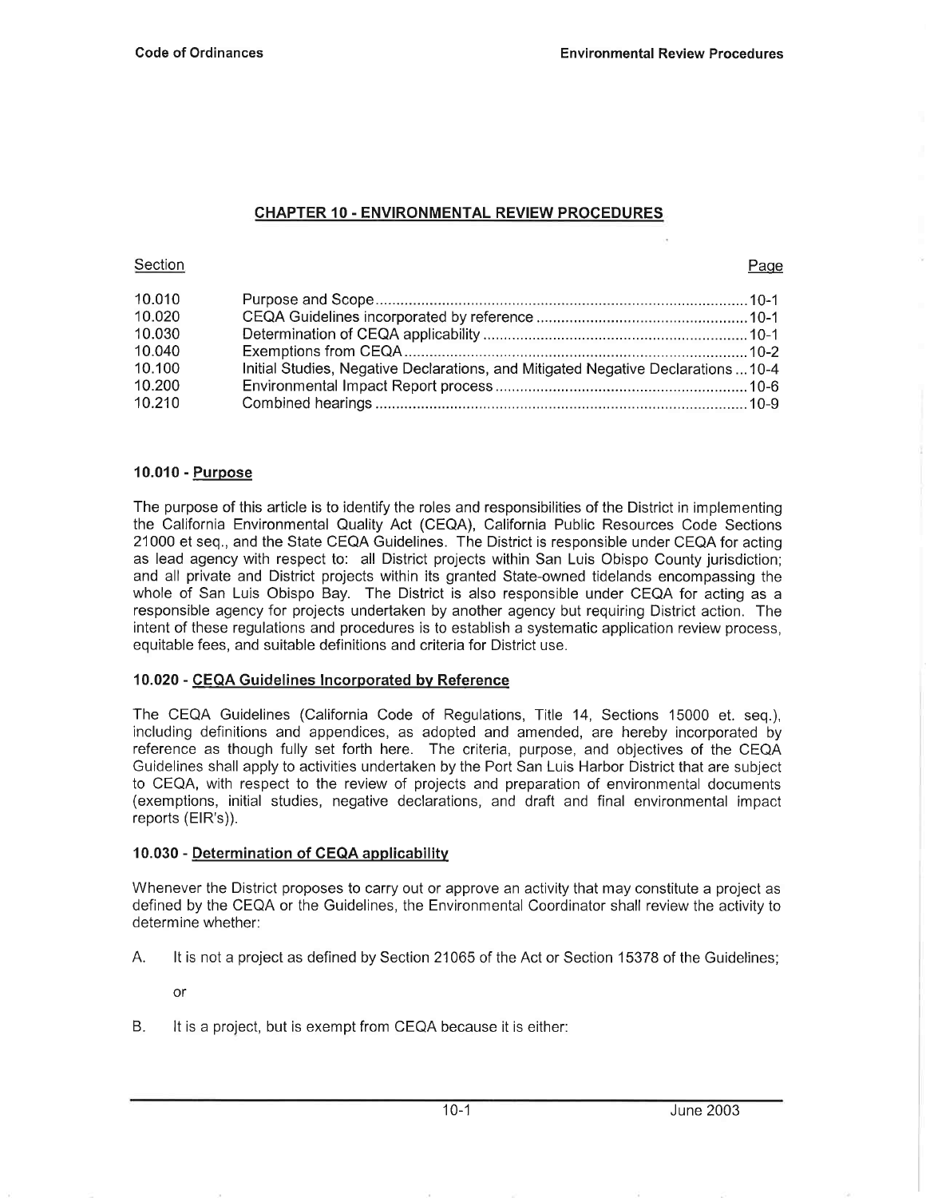## CHAPTER 10 - ENVIRONMENTAL REVIEW PROCEDURES

| Section | | Page |
|---|---|---|
| 10.010 | Purpose and Scope | 10-1 |
| 10.020 | CEQA Guidelines incorporated by reference | 10-1 |
| 10.030 | Determination of CEQA applicability | 10-1 |
| 10.040 | Exemptions from CEQA | 10-2 |
| 10.100 | Initial Studies, Negative Declarations, and Mitigated Negative Declarations | 10-4 |
| 10.200 | Environmental Impact Report process | 10-6 |
| 10.210 | Combined hearings | 10-9 |

### 10.010 - Purpose

The purpose of this article is to identify the roles and responsibilities of the District in implementing the California Environmental Quality Act (CEQA), California Public Resources Code Sections 21000 et seq., and the State CEQA Guidelines. The District is responsible under CEQA for acting as lead agency with respect to: all District projects within San Luis Obispo County jurisdiction; and all private and District projects within its granted State-owned tidelands encompassing the whole of San Luis Obispo Bay. The District is also responsible under CEQA for acting as a responsible agency for projects undertaken by another agency but requiring District action. The intent of these regulations and procedures is to establish a systematic application review process, equitable fees, and suitable definitions and criteria for District use.

### 10.020 - CEQA Guidelines Incorporated by Reference

The CEQA Guidelines (California Code of Regulations, Title 14, Sections 15000 et. seq.), including definitions and appendices, as adopted and amended, are hereby incorporated by reference as though fully set forth here. The criteria, purpose, and objectives of the CEQA Guidelines shall apply to activities undertaken by the Port San Luis Harbor District that are subject to CEQA, with respect to the review of projects and preparation of environmental documents (exemptions, initial studies, negative declarations, and draft and final environmental impact reports (EIR's)).

### 10.030 - Determination of CEQA applicability

Whenever the District proposes to carry out or approve an activity that may constitute a project as defined by the CEQA or the Guidelines, the Environmental Coordinator shall review the activity to determine whether:

A. It is not a project as defined by Section 21065 of the Act or Section 15378 of the Guidelines;

or

B. It is a project, but is exempt from CEQA because it is either: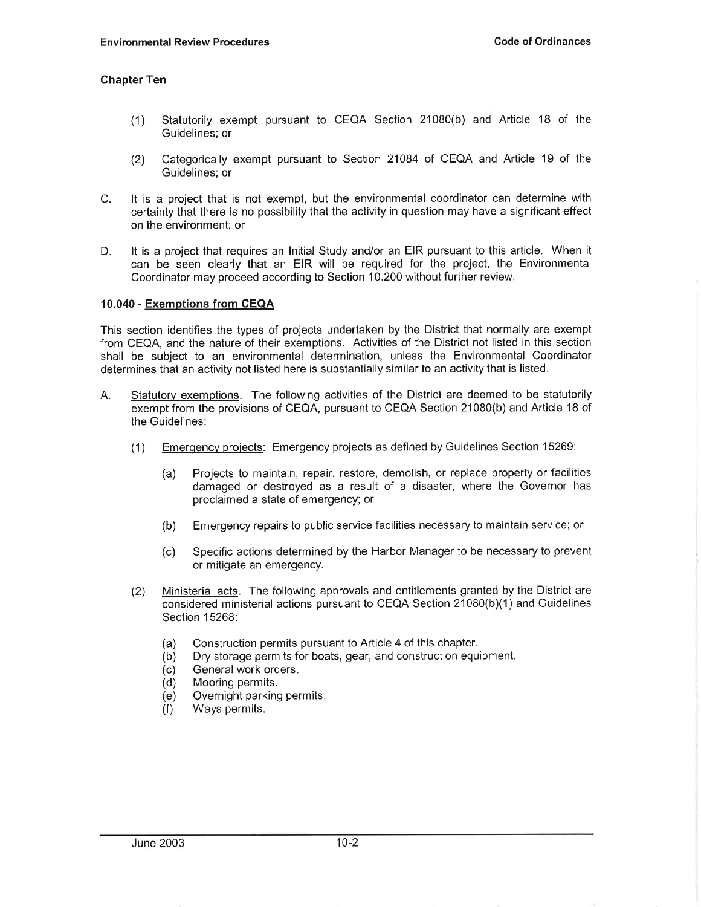(1) Statutorily exempt pursuant to CEQA Section 21080(b) and Article 18 of the Guidelines; or

(2) Categorically exempt pursuant to Section 21084 of CEQA and Article 19 of the Guidelines; or

C. It is a project that is not exempt, but the environmental coordinator can determine with certainty that there is no possibility that the activity in question may have a significant effect on the environment; or

D. It is a project that requires an Initial Study and/or an EIR pursuant to this article. When it can be seen clearly that an EIR will be required for the project, the Environmental Coordinator may proceed according to Section 10.200 without further review.

### 10.040 - Exemptions from CEQA

This section identifies the types of projects undertaken by the District that normally are exempt from CEQA, and the nature of their exemptions. Activities of the District not listed in this section shall be subject to an environmental determination, unless the Environmental Coordinator determines that an activity not listed here is substantially similar to an activity that is listed.

A. Statutory exemptions. The following activities of the District are deemed to be statutorily exempt from the provisions of CEQA, pursuant to CEQA Section 21080(b) and Article 18 of the Guidelines:

(1) Emergency projects: Emergency projects as defined by Guidelines Section 15269:

(a) Projects to maintain, repair, restore, demolish, or replace property or facilities damaged or destroyed as a result of a disaster, where the Governor has proclaimed a state of emergency; or

(b) Emergency repairs to public service facilities necessary to maintain service; or

(c) Specific actions determined by the Harbor Manager to be necessary to prevent or mitigate an emergency.

(2) Ministerial acts. The following approvals and entitlements granted by the District are considered ministerial actions pursuant to CEQA Section 21080(b)(1) and Guidelines Section 15268:

(a) Construction permits pursuant to Article 4 of this chapter.
(b) Dry storage permits for boats, gear, and construction equipment.
(c) General work orders.
(d) Mooring permits.
(e) Overnight parking permits.
(f) Ways permits.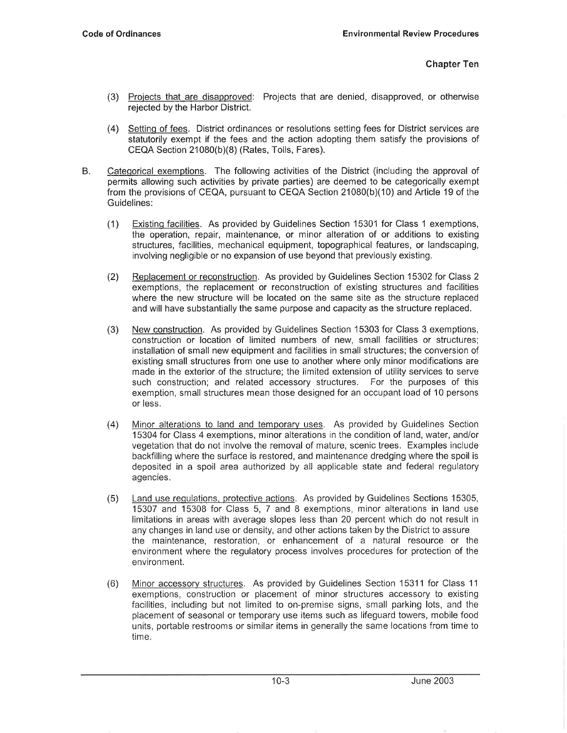(3) Projects that are disapproved: Projects that are denied, disapproved, or otherwise rejected by the Harbor District.

(4) Setting of fees. District ordinances or resolutions setting fees for District services are statutorily exempt if the fees and the action adopting them satisfy the provisions of CEQA Section 21080(b)(8) (Rates, Tolls, Fares).

B. Categorical exemptions. The following activities of the District (including the approval of permits allowing such activities by private parties) are deemed to be categorically exempt from the provisions of CEQA, pursuant to CEQA Section 21080(b)(10) and Article 19 of the Guidelines:

(1) Existing facilities. As provided by Guidelines Section 15301 for Class 1 exemptions, the operation, repair, maintenance, or minor alteration of or additions to existing structures, facilities, mechanical equipment, topographical features, or landscaping, involving negligible or no expansion of use beyond that previously existing.

(2) Replacement or reconstruction. As provided by Guidelines Section 15302 for Class 2 exemptions, the replacement or reconstruction of existing structures and facilities where the new structure will be located on the same site as the structure replaced and will have substantially the same purpose and capacity as the structure replaced.

(3) New construction. As provided by Guidelines Section 15303 for Class 3 exemptions, construction or location of limited numbers of new, small facilities or structures; installation of small new equipment and facilities in small structures; the conversion of existing small structures from one use to another where only minor modifications are made in the exterior of the structure; the limited extension of utility services to serve such construction; and related accessory structures. For the purposes of this exemption, small structures mean those designed for an occupant load of 10 persons or less.

(4) Minor alterations to land and temporary uses. As provided by Guidelines Section 15304 for Class 4 exemptions, minor alterations in the condition of land, water, and/or vegetation that do not involve the removal of mature, scenic trees. Examples include backfilling where the surface is restored, and maintenance dredging where the spoil is deposited in a spoil area authorized by all applicable state and federal regulatory agencies.

(5) Land use regulations, protective actions. As provided by Guidelines Sections 15305, 15307 and 15308 for Class 5, 7 and 8 exemptions, minor alterations in land use limitations in areas with average slopes less than 20 percent which do not result in any changes in land use or density, and other actions taken by the District to assure the maintenance, restoration, or enhancement of a natural resource or the environment where the regulatory process involves procedures for protection of the environment.

(6) Minor accessory structures. As provided by Guidelines Section 15311 for Class 11 exemptions, construction or placement of minor structures accessory to existing facilities, including but not limited to on-premise signs, small parking lots, and the placement of seasonal or temporary use items such as lifeguard towers, mobile food units, portable restrooms or similar items in generally the same locations from time to time.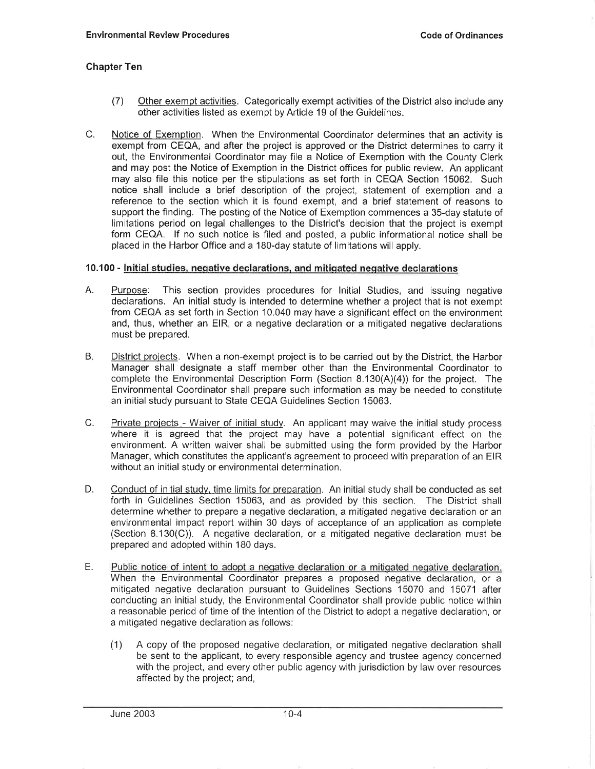### Chapter Ten

(7) Other exempt activities. Categorically exempt activities of the District also include any other activities listed as exempt by Article 19 of the Guidelines.

C. Notice of Exemption. When the Environmental Coordinator determines that an activity is exempt from CEQA, and after the project is approved or the District determines to carry it out, the Environmental Coordinator may file a Notice of Exemption with the County Clerk and may post the Notice of Exemption in the District offices for public review. An applicant may also file this notice per the stipulations as set forth in CEQA Section 15062. Such notice shall include a brief description of the project, statement of exemption and a reference to the section which it is found exempt, and a brief statement of reasons to support the finding. The posting of the Notice of Exemption commences a 35-day statute of limitations period on legal challenges to the District's decision that the project is exempt form CEQA. If no such notice is filed and posted, a public informational notice shall be placed in the Harbor Office and a 180-day statute of limitations will apply.

## 10.100 - Initial studies, negative declarations, and mitigated negative declarations

A. Purpose: This section provides procedures for Initial Studies, and issuing negative declarations. An initial study is intended to determine whether a project that is not exempt from CEQA as set forth in Section 10.040 may have a significant effect on the environment and, thus, whether an EIR, or a negative declaration or a mitigated negative declarations must be prepared.

B. District projects. When a non-exempt project is to be carried out by the District, the Harbor Manager shall designate a staff member other than the Environmental Coordinator to complete the Environmental Description Form (Section 8.130(A)(4)) for the project. The Environmental Coordinator shall prepare such information as may be needed to constitute an initial study pursuant to State CEQA Guidelines Section 15063.

C. Private projects - Waiver of initial study. An applicant may waive the initial study process where it is agreed that the project may have a potential significant effect on the environment. A written waiver shall be submitted using the form provided by the Harbor Manager, which constitutes the applicant's agreement to proceed with preparation of an EIR without an initial study or environmental determination.

D. Conduct of initial study, time limits for preparation. An initial study shall be conducted as set forth in Guidelines Section 15063, and as provided by this section. The District shall determine whether to prepare a negative declaration, a mitigated negative declaration or an environmental impact report within 30 days of acceptance of an application as complete (Section 8.130(C)). A negative declaration, or a mitigated negative declaration must be prepared and adopted within 180 days.

E. Public notice of intent to adopt a negative declaration or a mitigated negative declaration. When the Environmental Coordinator prepares a proposed negative declaration, or a mitigated negative declaration pursuant to Guidelines Sections 15070 and 15071 after conducting an initial study, the Environmental Coordinator shall provide public notice within a reasonable period of time of the intention of the District to adopt a negative declaration, or a mitigated negative declaration as follows:

(1) A copy of the proposed negative declaration, or mitigated negative declaration shall be sent to the applicant, to every responsible agency and trustee agency concerned with the project, and every other public agency with jurisdiction by law over resources affected by the project; and,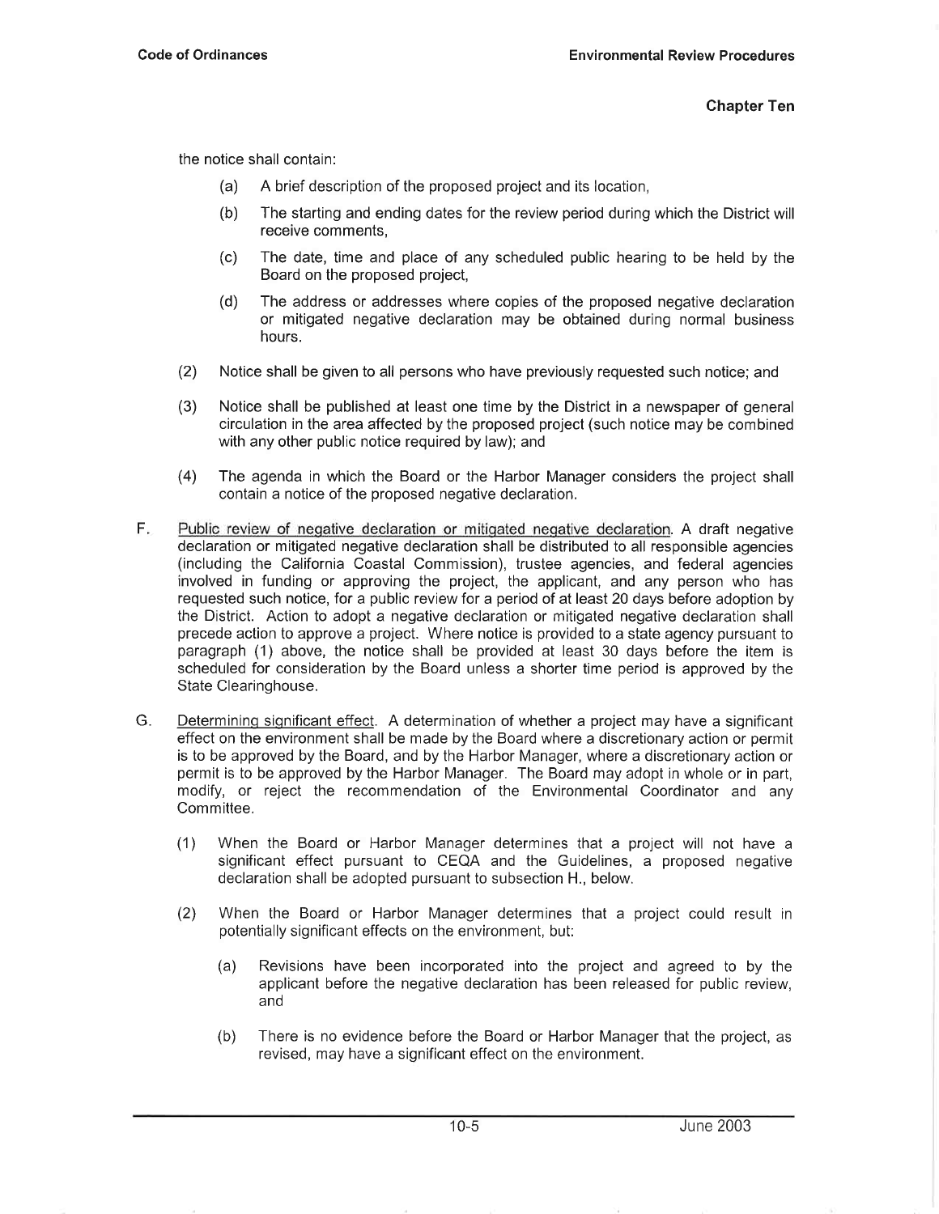the notice shall contain:

(a) A brief description of the proposed project and its location,

(b) The starting and ending dates for the review period during which the District will receive comments,

(c) The date, time and place of any scheduled public hearing to be held by the Board on the proposed project,

(d) The address or addresses where copies of the proposed negative declaration or mitigated negative declaration may be obtained during normal business hours.

(2) Notice shall be given to all persons who have previously requested such notice; and

(3) Notice shall be published at least one time by the District in a newspaper of general circulation in the area affected by the proposed project (such notice may be combined with any other public notice required by law); and

(4) The agenda in which the Board or the Harbor Manager considers the project shall contain a notice of the proposed negative declaration.

F. Public review of negative declaration or mitigated negative declaration. A draft negative declaration or mitigated negative declaration shall be distributed to all responsible agencies (including the California Coastal Commission), trustee agencies, and federal agencies involved in funding or approving the project, the applicant, and any person who has requested such notice, for a public review for a period of at least 20 days before adoption by the District. Action to adopt a negative declaration or mitigated negative declaration shall precede action to approve a project. Where notice is provided to a state agency pursuant to paragraph (1) above, the notice shall be provided at least 30 days before the item is scheduled for consideration by the Board unless a shorter time period is approved by the State Clearinghouse.

G. Determining significant effect. A determination of whether a project may have a significant effect on the environment shall be made by the Board where a discretionary action or permit is to be approved by the Board, and by the Harbor Manager, where a discretionary action or permit is to be approved by the Harbor Manager. The Board may adopt in whole or in part, modify, or reject the recommendation of the Environmental Coordinator and any Committee.

(1) When the Board or Harbor Manager determines that a project will not have a significant effect pursuant to CEQA and the Guidelines, a proposed negative declaration shall be adopted pursuant to subsection H., below.

(2) When the Board or Harbor Manager determines that a project could result in potentially significant effects on the environment, but:

(a) Revisions have been incorporated into the project and agreed to by the applicant before the negative declaration has been released for public review, and

(b) There is no evidence before the Board or Harbor Manager that the project, as revised, may have a significant effect on the environment.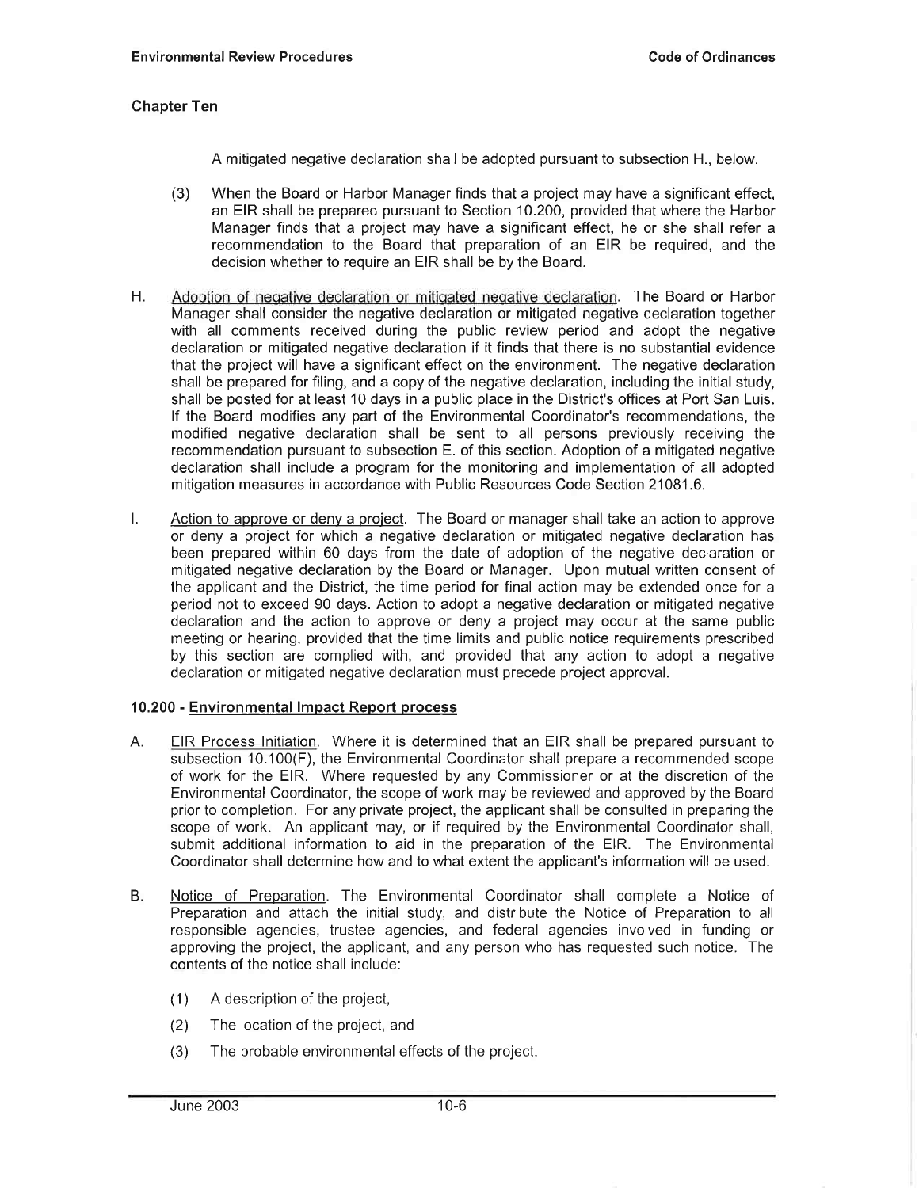A mitigated negative declaration shall be adopted pursuant to subsection H., below.

(3) When the Board or Harbor Manager finds that a project may have a significant effect, an EIR shall be prepared pursuant to Section 10.200, provided that where the Harbor Manager finds that a project may have a significant effect, he or she shall refer a recommendation to the Board that preparation of an EIR be required, and the decision whether to require an EIR shall be by the Board.

H. Adoption of negative declaration or mitigated negative declaration. The Board or Harbor Manager shall consider the negative declaration or mitigated negative declaration together with all comments received during the public review period and adopt the negative declaration or mitigated negative declaration if it finds that there is no substantial evidence that the project will have a significant effect on the environment. The negative declaration shall be prepared for filing, and a copy of the negative declaration, including the initial study, shall be posted for at least 10 days in a public place in the District's offices at Port San Luis. If the Board modifies any part of the Environmental Coordinator's recommendations, the modified negative declaration shall be sent to all persons previously receiving the recommendation pursuant to subsection E. of this section. Adoption of a mitigated negative declaration shall include a program for the monitoring and implementation of all adopted mitigation measures in accordance with Public Resources Code Section 21081.6.

I. Action to approve or deny a project. The Board or manager shall take an action to approve or deny a project for which a negative declaration or mitigated negative declaration has been prepared within 60 days from the date of adoption of the negative declaration or mitigated negative declaration by the Board or Manager. Upon mutual written consent of the applicant and the District, the time period for final action may be extended once for a period not to exceed 90 days. Action to adopt a negative declaration or mitigated negative declaration and the action to approve or deny a project may occur at the same public meeting or hearing, provided that the time limits and public notice requirements prescribed by this section are complied with, and provided that any action to adopt a negative declaration or mitigated negative declaration must precede project approval.

### 10.200 - Environmental Impact Report process

A. EIR Process Initiation. Where it is determined that an EIR shall be prepared pursuant to subsection 10.100(F), the Environmental Coordinator shall prepare a recommended scope of work for the EIR. Where requested by any Commissioner or at the discretion of the Environmental Coordinator, the scope of work may be reviewed and approved by the Board prior to completion. For any private project, the applicant shall be consulted in preparing the scope of work. An applicant may, or if required by the Environmental Coordinator shall, submit additional information to aid in the preparation of the EIR. The Environmental Coordinator shall determine how and to what extent the applicant's information will be used.

B. Notice of Preparation. The Environmental Coordinator shall complete a Notice of Preparation and attach the initial study, and distribute the Notice of Preparation to all responsible agencies, trustee agencies, and federal agencies involved in funding or approving the project, the applicant, and any person who has requested such notice. The contents of the notice shall include:

(1) A description of the project,

(2) The location of the project, and

(3) The probable environmental effects of the project.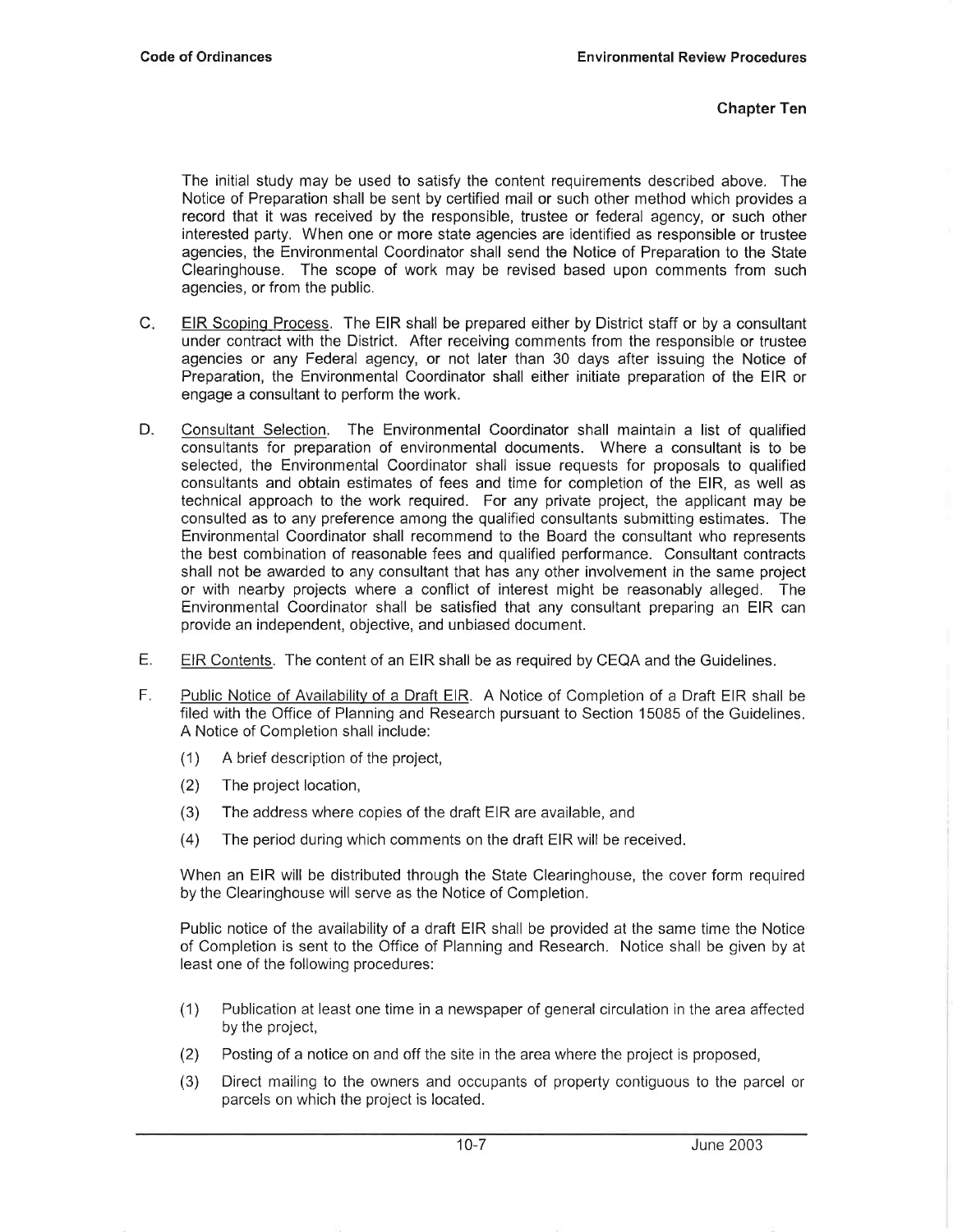The initial study may be used to satisfy the content requirements described above. The Notice of Preparation shall be sent by certified mail or such other method which provides a record that it was received by the responsible, trustee or federal agency, or such other interested party. When one or more state agencies are identified as responsible or trustee agencies, the Environmental Coordinator shall send the Notice of Preparation to the State Clearinghouse. The scope of work may be revised based upon comments from such agencies, or from the public.

C. <u>EIR Scoping Process</u>. The EIR shall be prepared either by District staff or by a consultant under contract with the District. After receiving comments from the responsible or trustee agencies or any Federal agency, or not later than 30 days after issuing the Notice of Preparation, the Environmental Coordinator shall either initiate preparation of the EIR or engage a consultant to perform the work.

D. <u>Consultant Selection</u>. The Environmental Coordinator shall maintain a list of qualified consultants for preparation of environmental documents. Where a consultant is to be selected, the Environmental Coordinator shall issue requests for proposals to qualified consultants and obtain estimates of fees and time for completion of the EIR, as well as technical approach to the work required. For any private project, the applicant may be consulted as to any preference among the qualified consultants submitting estimates. The Environmental Coordinator shall recommend to the Board the consultant who represents the best combination of reasonable fees and qualified performance. Consultant contracts shall not be awarded to any consultant that has any other involvement in the same project or with nearby projects where a conflict of interest might be reasonably alleged. The Environmental Coordinator shall be satisfied that any consultant preparing an EIR can provide an independent, objective, and unbiased document.

E. <u>EIR Contents</u>. The content of an EIR shall be as required by CEQA and the Guidelines.

F. <u>Public Notice of Availability of a Draft EIR</u>. A Notice of Completion of a Draft EIR shall be filed with the Office of Planning and Research pursuant to Section 15085 of the Guidelines. A Notice of Completion shall include:

   (1) A brief description of the project,

   (2) The project location,

   (3) The address where copies of the draft EIR are available, and

   (4) The period during which comments on the draft EIR will be received.

   When an EIR will be distributed through the State Clearinghouse, the cover form required by the Clearinghouse will serve as the Notice of Completion.

   Public notice of the availability of a draft EIR shall be provided at the same time the Notice of Completion is sent to the Office of Planning and Research. Notice shall be given by at least one of the following procedures:

   (1) Publication at least one time in a newspaper of general circulation in the area affected by the project,

   (2) Posting of a notice on and off the site in the area where the project is proposed,

   (3) Direct mailing to the owners and occupants of property contiguous to the parcel or parcels on which the project is located.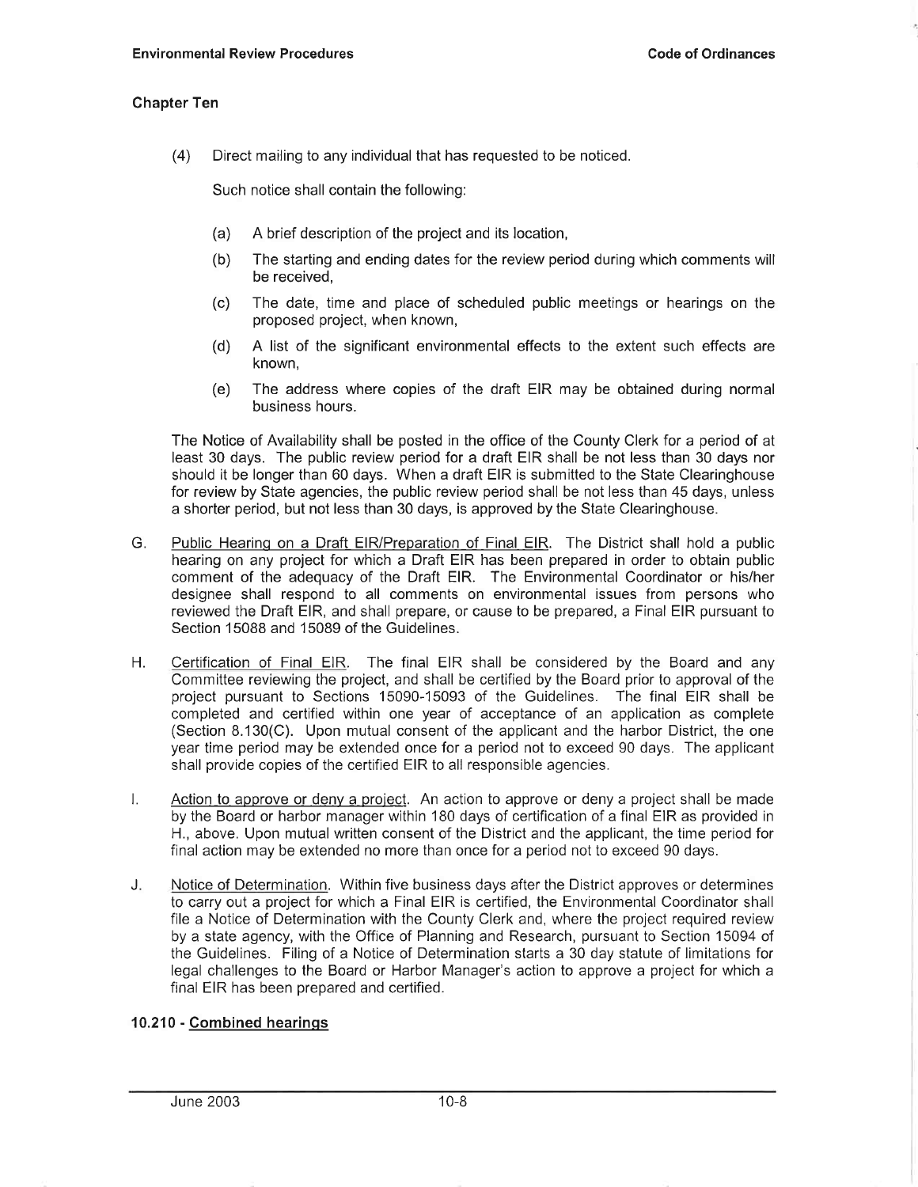## Chapter Ten

(4) Direct mailing to any individual that has requested to be noticed.

Such notice shall contain the following:

(a) A brief description of the project and its location,

(b) The starting and ending dates for the review period during which comments will be received,

(c) The date, time and place of scheduled public meetings or hearings on the proposed project, when known,

(d) A list of the significant environmental effects to the extent such effects are known,

(e) The address where copies of the draft EIR may be obtained during normal business hours.

The Notice of Availability shall be posted in the office of the County Clerk for a period of at least 30 days. The public review period for a draft EIR shall be not less than 30 days nor should it be longer than 60 days. When a draft EIR is submitted to the State Clearinghouse for review by State agencies, the public review period shall be not less than 45 days, unless a shorter period, but not less than 30 days, is approved by the State Clearinghouse.

G. Public Hearing on a Draft EIR/Preparation of Final EIR. The District shall hold a public hearing on any project for which a Draft EIR has been prepared in order to obtain public comment of the adequacy of the Draft EIR. The Environmental Coordinator or his/her designee shall respond to all comments on environmental issues from persons who reviewed the Draft EIR, and shall prepare, or cause to be prepared, a Final EIR pursuant to Section 15088 and 15089 of the Guidelines.

H. Certification of Final EIR. The final EIR shall be considered by the Board and any Committee reviewing the project, and shall be certified by the Board prior to approval of the project pursuant to Sections 15090-15093 of the Guidelines. The final EIR shall be completed and certified within one year of acceptance of an application as complete (Section 8.130(C). Upon mutual consent of the applicant and the harbor District, the one year time period may be extended once for a period not to exceed 90 days. The applicant shall provide copies of the certified EIR to all responsible agencies.

I. Action to approve or deny a project. An action to approve or deny a project shall be made by the Board or harbor manager within 180 days of certification of a final EIR as provided in H., above. Upon mutual written consent of the District and the applicant, the time period for final action may be extended no more than once for a period not to exceed 90 days.

J. Notice of Determination. Within five business days after the District approves or determines to carry out a project for which a Final EIR is certified, the Environmental Coordinator shall file a Notice of Determination with the County Clerk and, where the project required review by a state agency, with the Office of Planning and Research, pursuant to Section 15094 of the Guidelines. Filing of a Notice of Determination starts a 30 day statute of limitations for legal challenges to the Board or Harbor Manager's action to approve a project for which a final EIR has been prepared and certified.

### 10.210 - Combined hearings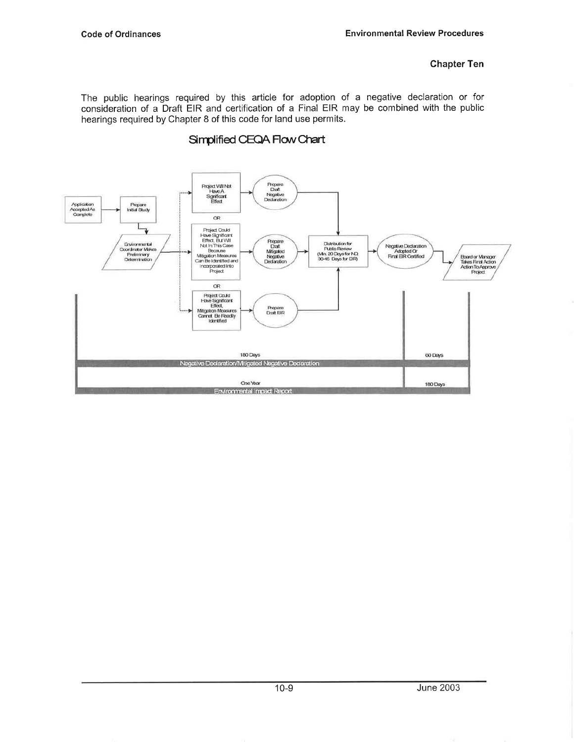The public hearings required by this article for adoption of a negative declaration or for consideration of a Draft EIR and certification of a Final EIR may be combined with the public hearings required by Chapter 8 of this code for land use permits.

## Simplified CEQA Flow Chart

Application Accepted As Complete

Prepare Initial Study

Environmental Coordinator Makes Preliminary Determination

Project Will Not Have A Significant Effect

Prepare Draft Negative Declaration

OR

Project Could Have Significant Effect, But Will Not In This Case Because Mitigation Measures Can Be Identified and Incorporated Into Project

Prepare Draft Mitigated Negative Declaration

OR

Project Could Have Significant Effect, Mitigation Measures Cannot Be Readily Identified

Prepare Draft EIR

Distribution for Public Review (Min. 20 Days for ND, 30-45 Days for EIR)

Negative Declaration Adopted Or Final EIR Certified

Board or Manager Takes Final Action Action To Approve Project

180 Days

60 Days

Negative Declaration/Mitigated Negative Declaration

One Year

180 Days

Environmental Impact Report